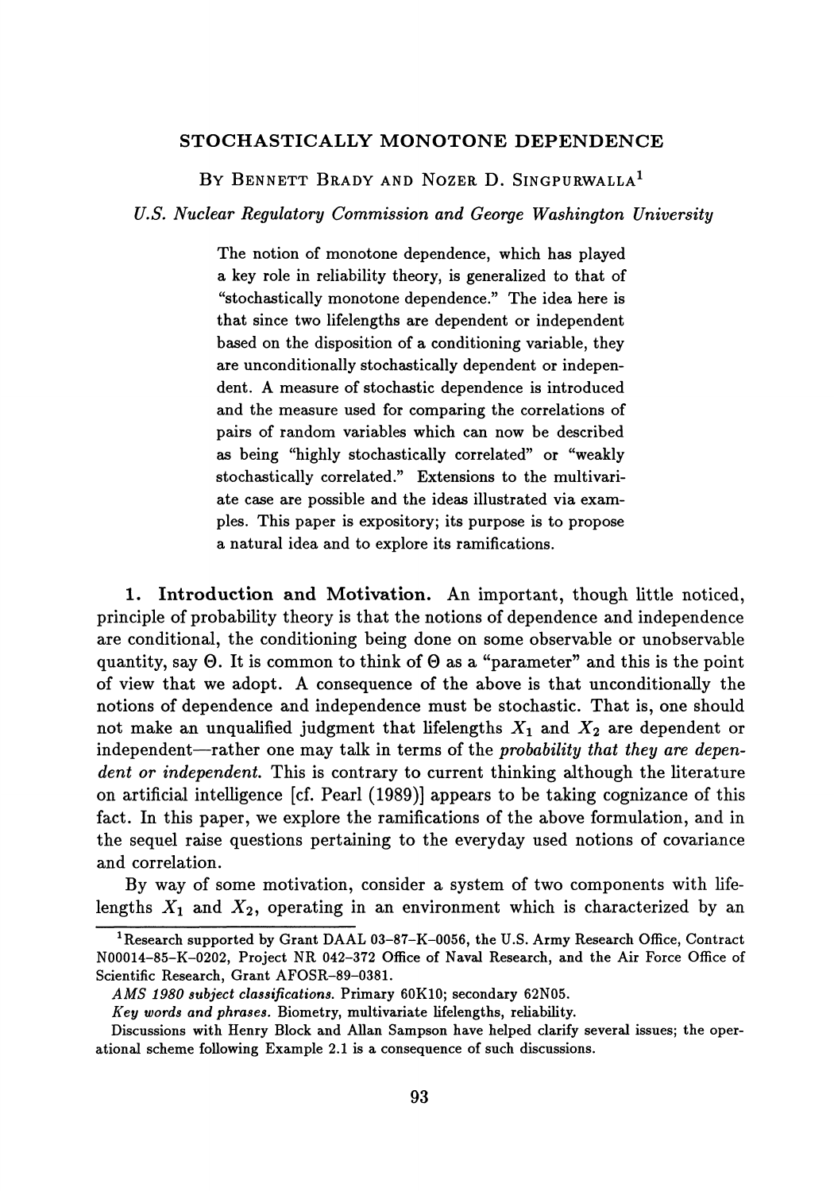# STOCHASTICALLY MONOTONE DEPENDENCE

BY BENNETT BRADY AND NOZER D. SINGPURWALLA[1]

*U.S. Nuclear Regulatory Commission and George Washington University*

The notion of monotone dependence, which has played a key role in reliability theory, is generalized to that of "stochastically monotone dependence." The idea here is that since two lifelengths are dependent or independent based on the disposition of a conditioning variable, they are unconditionally stochastically dependent or independent. A measure of stochastic dependence is introduced and the measure used for comparing the correlations of pairs of random variables which can now be described as being "highly stochastically correlated" or "weakly stochastically correlated." Extensions to the multivariate case are possible and the ideas illustrated via examples. This paper is expository; its purpose is to propose a natural idea and to explore its ramifications.

## 1. Introduction and Motivation.

An important, though little noticed, principle of probability theory is that the notions of dependence and independence are conditional, the conditioning being done on some observable or unobservable quantity, say $\Theta$. It is common to think of $\Theta$ as a "parameter" and this is the point of view that we adopt. A consequence of the above is that unconditionally the notions of dependence and independence must be stochastic. That is, one should not make an unqualified judgment that lifelengths $X_1$ and $X_2$ are dependent or independent—rather one may talk in terms of the *probability that they are dependent or independent.* This is contrary to current thinking although the literature on artificial intelligence [cf. Pearl (1989)] appears to be taking cognizance of this fact. In this paper, we explore the ramifications of the above formulation, and in the sequel raise questions pertaining to the everyday used notions of covariance and correlation.

By way of some motivation, consider a system of two components with lifelengths $X_1$ and $X_2$, operating in an environment which is characterized by an

---

[1] Research supported by Grant DAAL 03-87-K-0056, the U.S. Army Research Office, Contract N00014-85-K-0202, Project NR 042-372 Office of Naval Research, and the Air Force Office of Scientific Research, Grant AFOSR-89-0381.

*AMS 1980 subject classifications.* Primary 60K10; secondary 62N05.

*Key words and phrases.* Biometry, multivariate lifelengths, reliability.

Discussions with Henry Block and Allan Sampson have helped clarify several issues; the operational scheme following Example 2.1 is a consequence of such discussions.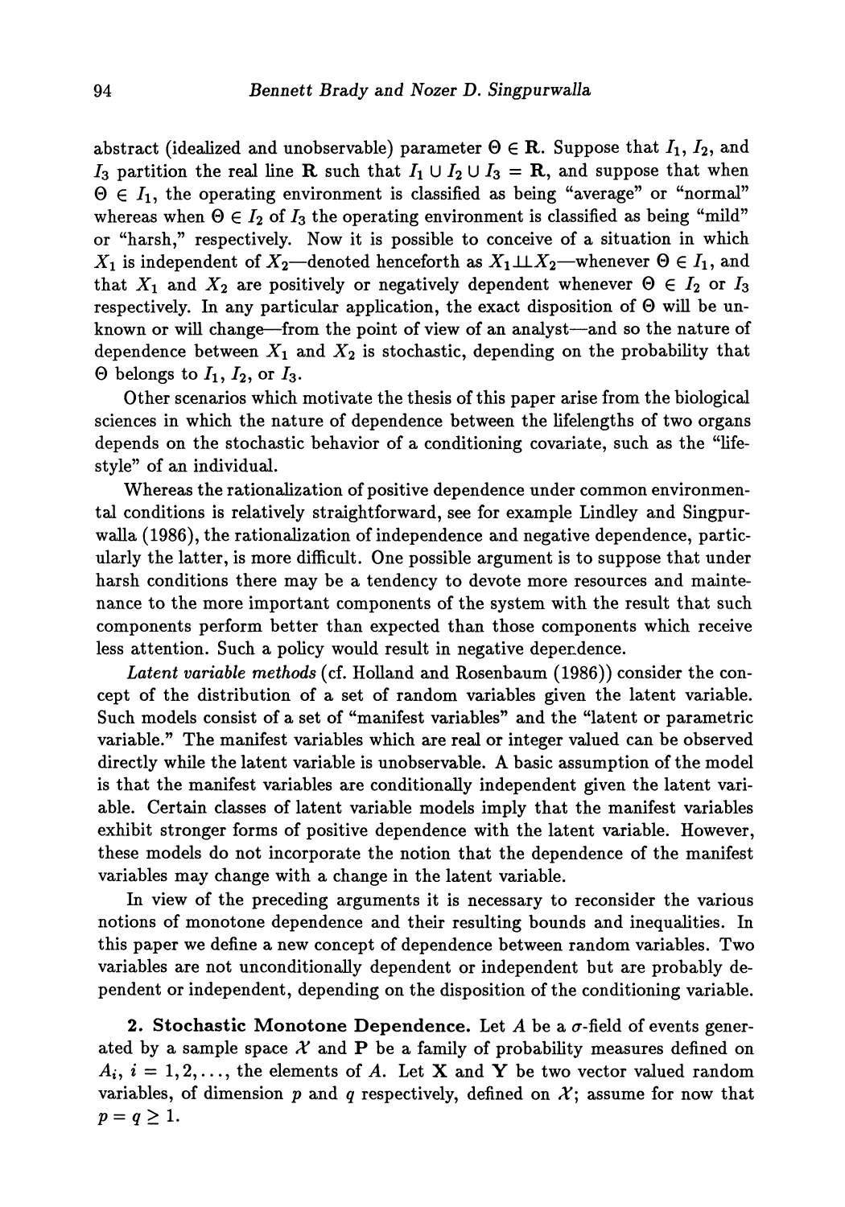abstract (idealized and unobservable) parameter $\Theta \in \mathbf{R}$. Suppose that $I_1$, $I_2$, and $I_3$ partition the real line $\mathbf{R}$ such that $I_1 \cup I_2 \cup I_3 = \mathbf{R}$, and suppose that when $\Theta \in I_1$, the operating environment is classified as being "average" or "normal" whereas when $\Theta \in I_2$ of $I_3$ the operating environment is classified as being "mild" or "harsh," respectively. Now it is possible to conceive of a situation in which $X_1$ is independent of $X_2$—denoted henceforth as $X_1 \perp\!\!\!\perp X_2$—whenever $\Theta \in I_1$, and that $X_1$ and $X_2$ are positively or negatively dependent whenever $\Theta \in I_2$ or $I_3$ respectively. In any particular application, the exact disposition of $\Theta$ will be unknown or will change—from the point of view of an analyst—and so the nature of dependence between $X_1$ and $X_2$ is stochastic, depending on the probability that $\Theta$ belongs to $I_1$, $I_2$, or $I_3$.

Other scenarios which motivate the thesis of this paper arise from the biological sciences in which the nature of dependence between the lifelengths of two organs depends on the stochastic behavior of a conditioning covariate, such as the "life-style" of an individual.

Whereas the rationalization of positive dependence under common environmental conditions is relatively straightforward, see for example Lindley and Singpurwalla (1986), the rationalization of independence and negative dependence, particularly the latter, is more difficult. One possible argument is to suppose that under harsh conditions there may be a tendency to devote more resources and maintenance to the more important components of the system with the result that such components perform better than expected than those components which receive less attention. Such a policy would result in negative dependence.

*Latent variable methods* (cf. Holland and Rosenbaum (1986)) consider the concept of the distribution of a set of random variables given the latent variable. Such models consist of a set of "manifest variables" and the "latent or parametric variable." The manifest variables which are real or integer valued can be observed directly while the latent variable is unobservable. A basic assumption of the model is that the manifest variables are conditionally independent given the latent variable. Certain classes of latent variable models imply that the manifest variables exhibit stronger forms of positive dependence with the latent variable. However, these models do not incorporate the notion that the dependence of the manifest variables may change with a change in the latent variable.

In view of the preceding arguments it is necessary to reconsider the various notions of monotone dependence and their resulting bounds and inequalities. In this paper we define a new concept of dependence between random variables. Two variables are not unconditionally dependent or independent but are probably dependent or independent, depending on the disposition of the conditioning variable.

**2. Stochastic Monotone Dependence.** Let $A$ be a $\sigma$-field of events generated by a sample space $\mathcal{X}$ and $\mathbf{P}$ be a family of probability measures defined on $A_i$, $i = 1, 2, \ldots$, the elements of $A$. Let $\mathbf{X}$ and $\mathbf{Y}$ be two vector valued random variables, of dimension $p$ and $q$ respectively, defined on $\mathcal{X}$; assume for now that $p = q \geq 1$.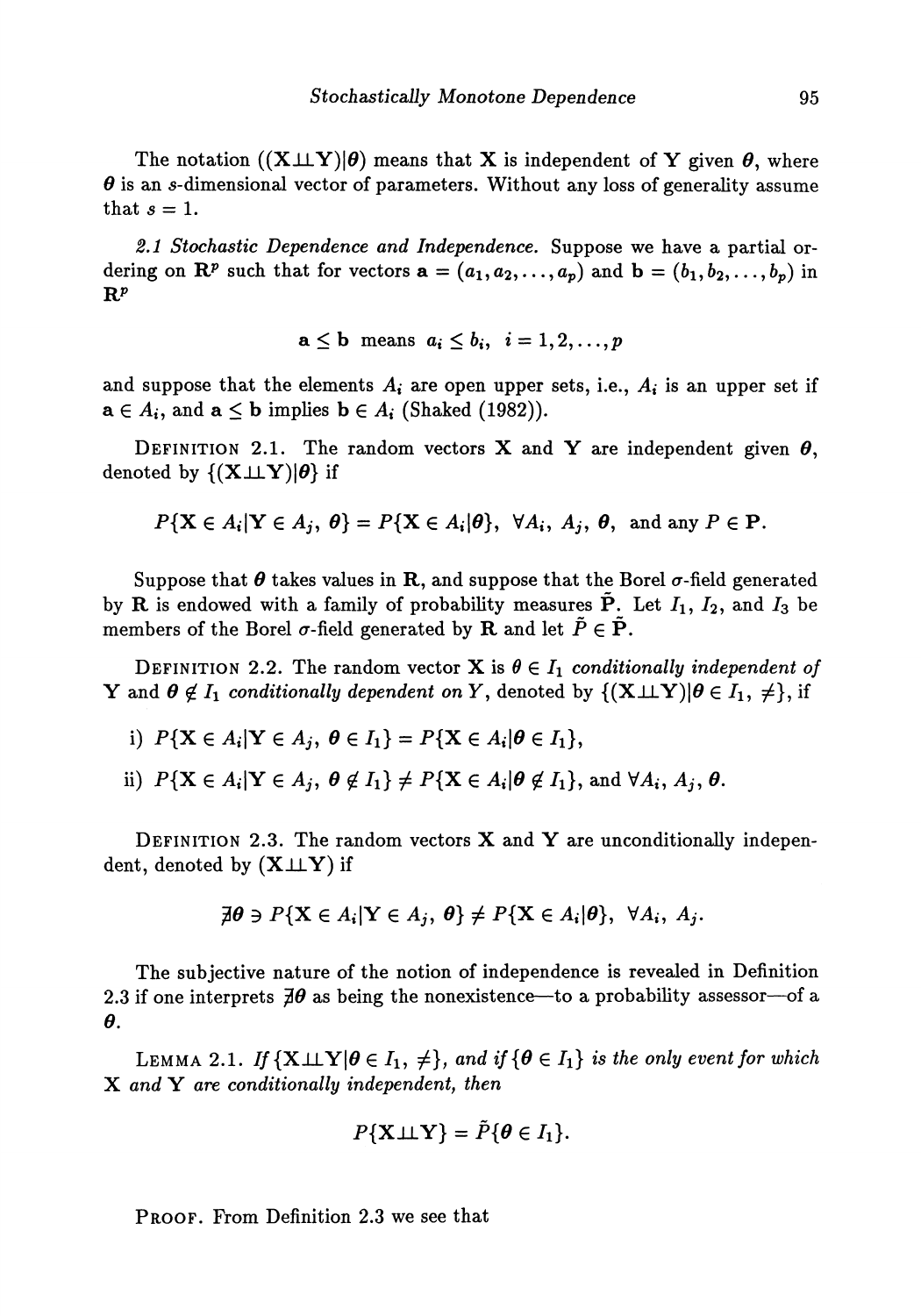The notation $((\mathbf{X} \perp\!\!\!\perp \mathbf{Y})|\boldsymbol{\theta})$ means that $\mathbf{X}$ is independent of $\mathbf{Y}$ given $\boldsymbol{\theta}$, where $\boldsymbol{\theta}$ is an $s$-dimensional vector of parameters. Without any loss of generality assume that $s = 1$.

*2.1 Stochastic Dependence and Independence.* Suppose we have a partial ordering on $\mathbf{R}^p$ such that for vectors $\mathbf{a} = (a_1, a_2, \ldots, a_p)$ and $\mathbf{b} = (b_1, b_2, \ldots, b_p)$ in $\mathbf{R}^p$

$$\mathbf{a} \leq \mathbf{b} \text{ means } a_i \leq b_i, \quad i = 1, 2, \ldots, p$$

and suppose that the elements $A_i$ are open upper sets, i.e., $A_i$ is an upper set if $\mathbf{a} \in A_i$, and $\mathbf{a} \leq \mathbf{b}$ implies $\mathbf{b} \in A_i$ (Shaked (1982)).

DEFINITION 2.1. The random vectors $\mathbf{X}$ and $\mathbf{Y}$ are independent given $\boldsymbol{\theta}$, denoted by $\{(\mathbf{X} \perp\!\!\!\perp \mathbf{Y})|\boldsymbol{\theta}\}$ if

$$P\{\mathbf{X} \in A_i | \mathbf{Y} \in A_j, \ \boldsymbol{\theta}\} = P\{\mathbf{X} \in A_i | \boldsymbol{\theta}\}, \ \forall A_i, \ A_j, \ \boldsymbol{\theta}, \text{ and any } P \in \mathbf{P}.$$

Suppose that $\boldsymbol{\theta}$ takes values in $\mathbf{R}$, and suppose that the Borel $\sigma$-field generated by $\mathbf{R}$ is endowed with a family of probability measures $\tilde{\mathbf{P}}$. Let $I_1$, $I_2$, and $I_3$ be members of the Borel $\sigma$-field generated by $\mathbf{R}$ and let $\tilde{P} \in \tilde{\mathbf{P}}$.

DEFINITION 2.2. The random vector $\mathbf{X}$ is *$\theta \in I_1$ conditionally independent of* $\mathbf{Y}$ and *$\boldsymbol{\theta} \notin I_1$ conditionally dependent on $Y$*, denoted by $\{(\mathbf{X} \perp\!\!\!\perp \mathbf{Y})|\boldsymbol{\theta} \in I_1, \neq\}$, if

i) $P\{\mathbf{X} \in A_i | \mathbf{Y} \in A_j, \ \boldsymbol{\theta} \in I_1\} = P\{\mathbf{X} \in A_i | \boldsymbol{\theta} \in I_1\}$,

ii) $P\{\mathbf{X} \in A_i | \mathbf{Y} \in A_j, \ \boldsymbol{\theta} \notin I_1\} \neq P\{\mathbf{X} \in A_i | \boldsymbol{\theta} \notin I_1\}$, and $\forall A_i, \ A_j, \ \boldsymbol{\theta}$.

DEFINITION 2.3. The random vectors $\mathbf{X}$ and $\mathbf{Y}$ are unconditionally independent, denoted by $(\mathbf{X} \perp\!\!\!\perp \mathbf{Y})$ if

$$\nexists \boldsymbol{\theta} \ni P\{\mathbf{X} \in A_i | \mathbf{Y} \in A_j, \ \boldsymbol{\theta}\} \neq P\{\mathbf{X} \in A_i | \boldsymbol{\theta}\}, \ \forall A_i, \ A_j.$$

The subjective nature of the notion of independence is revealed in Definition 2.3 if one interprets $\nexists \boldsymbol{\theta}$ as being the nonexistence—to a probability assessor—of a $\boldsymbol{\theta}$.

LEMMA 2.1. *If $\{\mathbf{X} \perp\!\!\!\perp \mathbf{Y} | \boldsymbol{\theta} \in I_1, \neq\}$, and if $\{\boldsymbol{\theta} \in I_1\}$ is the only event for which $\mathbf{X}$ and $\mathbf{Y}$ are conditionally independent, then*

$$P\{\mathbf{X} \perp\!\!\!\perp \mathbf{Y}\} = \tilde{P}\{\boldsymbol{\theta} \in I_1\}.$$

PROOF. From Definition 2.3 we see that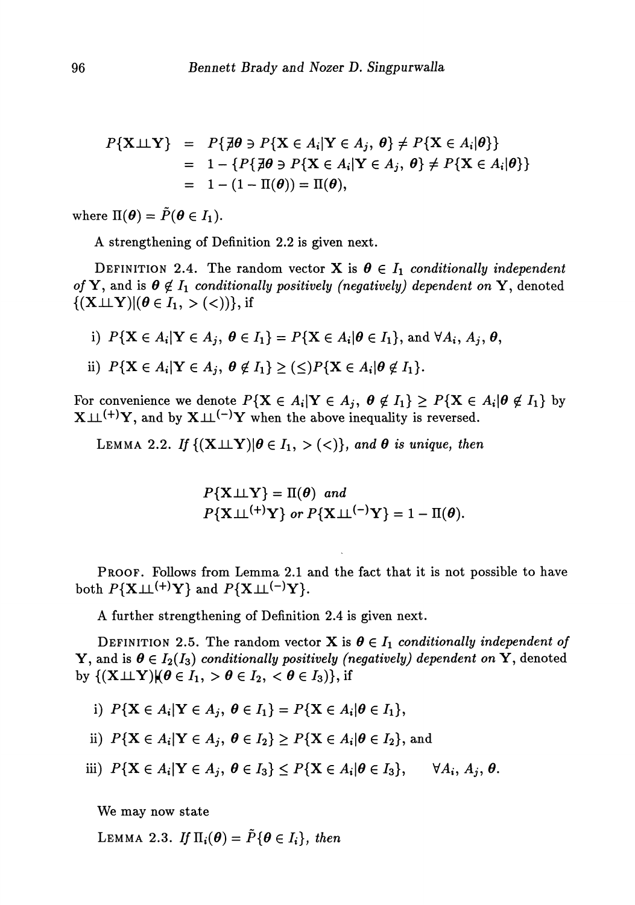$$
\begin{aligned}
P\{\mathbf{X} \perp\!\!\!\perp \mathbf{Y}\} &= P\{\nexists \boldsymbol{\theta} \ni P\{\mathbf{X} \in A_i | \mathbf{Y} \in A_j,\ \boldsymbol{\theta}\} \neq P\{\mathbf{X} \in A_i | \boldsymbol{\theta}\}\} \\
&= 1 - \{P\{\nexists \boldsymbol{\theta} \ni P\{\mathbf{X} \in A_i | \mathbf{Y} \in A_j,\ \boldsymbol{\theta}\} \neq P\{\mathbf{X} \in A_i | \boldsymbol{\theta}\}\} \\
&= 1 - (1 - \Pi(\boldsymbol{\theta})) = \Pi(\boldsymbol{\theta}),
\end{aligned}
$$

where $\Pi(\boldsymbol{\theta}) = \tilde{P}(\boldsymbol{\theta} \in I_1)$.

A strengthening of Definition 2.2 is given next.

DEFINITION 2.4. The random vector $\mathbf{X}$ is $\boldsymbol{\theta} \in I_1$ *conditionally independent of* $\mathbf{Y}$, and is $\boldsymbol{\theta} \notin I_1$ *conditionally positively (negatively) dependent on* $\mathbf{Y}$, denoted $\{(\mathbf{X} \perp\!\!\!\perp \mathbf{Y}) | (\boldsymbol{\theta} \in I_1, > (<))\}$, if

i) $P\{\mathbf{X} \in A_i | \mathbf{Y} \in A_j,\ \boldsymbol{\theta} \in I_1\} = P\{\mathbf{X} \in A_i | \boldsymbol{\theta} \in I_1\}$, and $\forall A_i,\ A_j,\ \boldsymbol{\theta}$,

ii) $P\{\mathbf{X} \in A_i | \mathbf{Y} \in A_j,\ \boldsymbol{\theta} \notin I_1\} \geq (\leq) P\{\mathbf{X} \in A_i | \boldsymbol{\theta} \notin I_1\}$.

For convenience we denote $P\{\mathbf{X} \in A_i | \mathbf{Y} \in A_j,\ \boldsymbol{\theta} \notin I_1\} \geq P\{\mathbf{X} \in A_i | \boldsymbol{\theta} \notin I_1\}$ by $\mathbf{X} \perp\!\!\!\perp^{(+)} \mathbf{Y}$, and by $\mathbf{X} \perp\!\!\!\perp^{(-)} \mathbf{Y}$ when the above inequality is reversed.

LEMMA 2.2. *If* $\{(\mathbf{X} \perp\!\!\!\perp \mathbf{Y}) | \boldsymbol{\theta} \in I_1, > (<)\}$, *and* $\boldsymbol{\theta}$ *is unique, then*

$$
\begin{aligned}
&P\{\mathbf{X} \perp\!\!\!\perp \mathbf{Y}\} = \Pi(\boldsymbol{\theta}) \text{ and} \\
&P\{\mathbf{X} \perp\!\!\!\perp^{(+)} \mathbf{Y}\} \text{ or } P\{\mathbf{X} \perp\!\!\!\perp^{(-)} \mathbf{Y}\} = 1 - \Pi(\boldsymbol{\theta}).
\end{aligned}
$$

PROOF. Follows from Lemma 2.1 and the fact that it is not possible to have both $P\{\mathbf{X} \perp\!\!\!\perp^{(+)} \mathbf{Y}\}$ and $P\{\mathbf{X} \perp\!\!\!\perp^{(-)} \mathbf{Y}\}$.

A further strengthening of Definition 2.4 is given next.

DEFINITION 2.5. The random vector $\mathbf{X}$ is $\boldsymbol{\theta} \in I_1$ *conditionally independent of* $\mathbf{Y}$, and is $\boldsymbol{\theta} \in I_2 (I_3)$ *conditionally positively (negatively) dependent on* $\mathbf{Y}$, denoted by $\{(\mathbf{X} \perp\!\!\!\perp \mathbf{Y}) | (\boldsymbol{\theta} \in I_1, > \boldsymbol{\theta} \in I_2, < \boldsymbol{\theta} \in I_3)\}$, if

i) $P\{\mathbf{X} \in A_i | \mathbf{Y} \in A_j,\ \boldsymbol{\theta} \in I_1\} = P\{\mathbf{X} \in A_i | \boldsymbol{\theta} \in I_1\}$,

ii) $P\{\mathbf{X} \in A_i | \mathbf{Y} \in A_j,\ \boldsymbol{\theta} \in I_2\} \geq P\{\mathbf{X} \in A_i | \boldsymbol{\theta} \in I_2\}$, and

iii) $P\{\mathbf{X} \in A_i | \mathbf{Y} \in A_j,\ \boldsymbol{\theta} \in I_3\} \leq P\{\mathbf{X} \in A_i | \boldsymbol{\theta} \in I_3\}, \quad \forall A_i,\ A_j,\ \boldsymbol{\theta}$.

We may now state

LEMMA 2.3. *If* $\Pi_i(\boldsymbol{\theta}) = \tilde{P}\{\boldsymbol{\theta} \in I_i\}$, *then*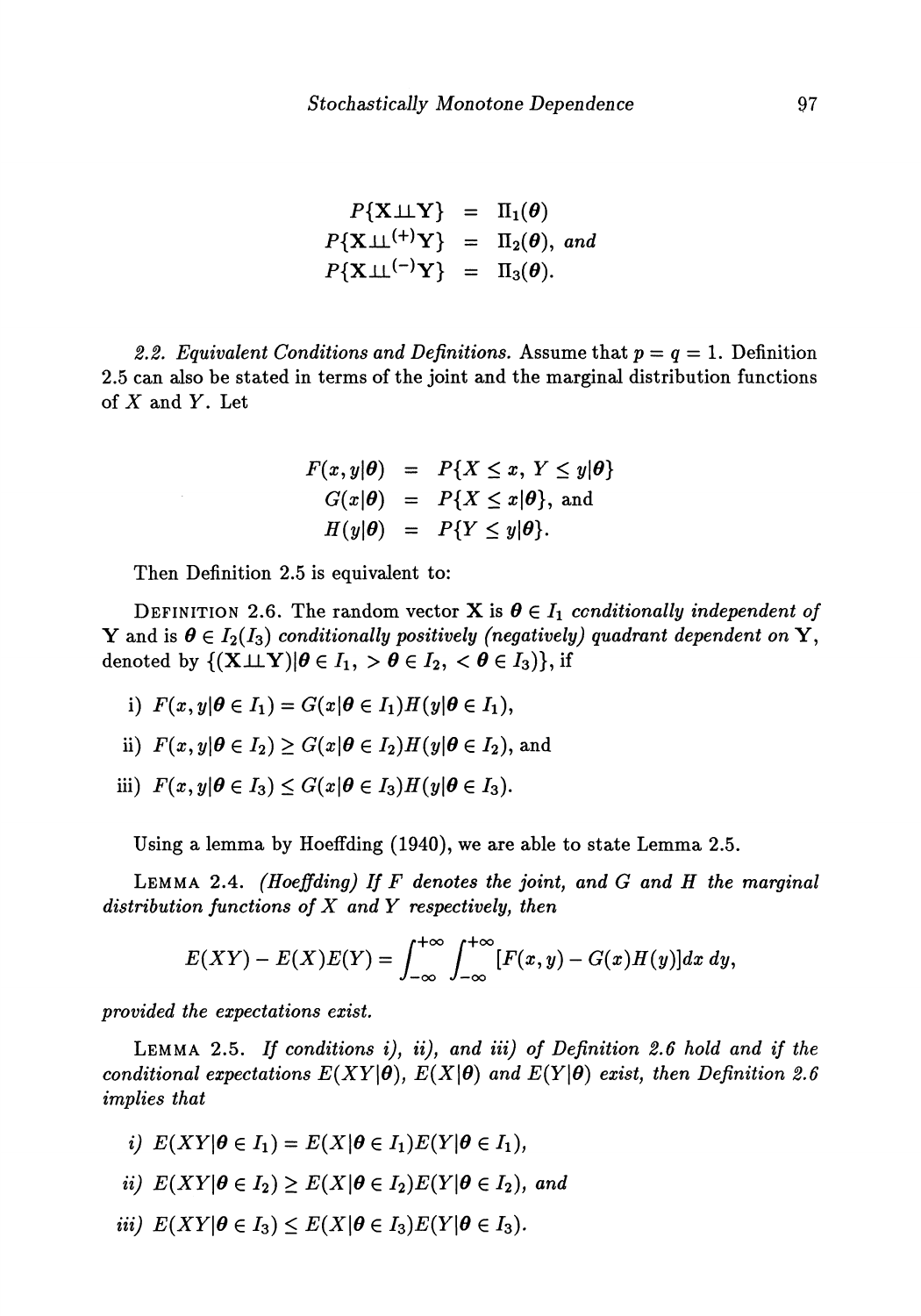$$
\begin{aligned}
P\{\mathbf{X} \perp\!\!\!\perp \mathbf{Y}\} &= \Pi_1(\boldsymbol{\theta}) \\
P\{\mathbf{X} \perp\!\!\!\perp^{(+)} \mathbf{Y}\} &= \Pi_2(\boldsymbol{\theta}), \text{ and} \\
P\{\mathbf{X} \perp\!\!\!\perp^{(-)} \mathbf{Y}\} &= \Pi_3(\boldsymbol{\theta}).
\end{aligned}
$$

*2.2. Equivalent Conditions and Definitions.* Assume that $p = q = 1$. Definition 2.5 can also be stated in terms of the joint and the marginal distribution functions of $X$ and $Y$. Let

$$
\begin{aligned}
F(x, y|\boldsymbol{\theta}) &= P\{X \leq x,\ Y \leq y|\boldsymbol{\theta}\} \\
G(x|\boldsymbol{\theta}) &= P\{X \leq x|\boldsymbol{\theta}\}, \text{ and} \\
H(y|\boldsymbol{\theta}) &= P\{Y \leq y|\boldsymbol{\theta}\}.
\end{aligned}
$$

Then Definition 2.5 is equivalent to:

DEFINITION 2.6. *The random vector* $\mathbf{X}$ *is* $\boldsymbol{\theta} \in I_1$ *conditionally independent of* $\mathbf{Y}$ *and is* $\boldsymbol{\theta} \in I_2(I_3)$ *conditionally positively (negatively) quadrant dependent on* $\mathbf{Y}$, denoted by $\{(\mathbf{X} \perp\!\!\!\perp \mathbf{Y})|\boldsymbol{\theta} \in I_1,\ > \boldsymbol{\theta} \in I_2,\ < \boldsymbol{\theta} \in I_3)\}$, if

i) $F(x, y|\boldsymbol{\theta} \in I_1) = G(x|\boldsymbol{\theta} \in I_1)H(y|\boldsymbol{\theta} \in I_1)$,

ii) $F(x, y|\boldsymbol{\theta} \in I_2) \geq G(x|\boldsymbol{\theta} \in I_2)H(y|\boldsymbol{\theta} \in I_2)$, and

iii) $F(x, y|\boldsymbol{\theta} \in I_3) \leq G(x|\boldsymbol{\theta} \in I_3)H(y|\boldsymbol{\theta} \in I_3)$.

Using a lemma by Hoeffding (1940), we are able to state Lemma 2.5.

LEMMA 2.4. *(Hoeffding) If* $F$ *denotes the joint, and* $G$ *and* $H$ *the marginal distribution functions of* $X$ *and* $Y$ *respectively, then*

$$
E(XY) - E(X)E(Y) = \int_{-\infty}^{+\infty} \int_{-\infty}^{+\infty} [F(x, y) - G(x)H(y)]dx\, dy,
$$

*provided the expectations exist.*

LEMMA 2.5. *If conditions i), ii), and iii) of Definition 2.6 hold and if the conditional expectations* $E(XY|\boldsymbol{\theta})$, $E(X|\boldsymbol{\theta})$ *and* $E(Y|\boldsymbol{\theta})$ *exist, then Definition 2.6 implies that*

*i)* $E(XY|\boldsymbol{\theta} \in I_1) = E(X|\boldsymbol{\theta} \in I_1)E(Y|\boldsymbol{\theta} \in I_1)$,

*ii)* $E(XY|\boldsymbol{\theta} \in I_2) \geq E(X|\boldsymbol{\theta} \in I_2)E(Y|\boldsymbol{\theta} \in I_2)$, *and*

*iii)* $E(XY|\boldsymbol{\theta} \in I_3) \leq E(X|\boldsymbol{\theta} \in I_3)E(Y|\boldsymbol{\theta} \in I_3)$.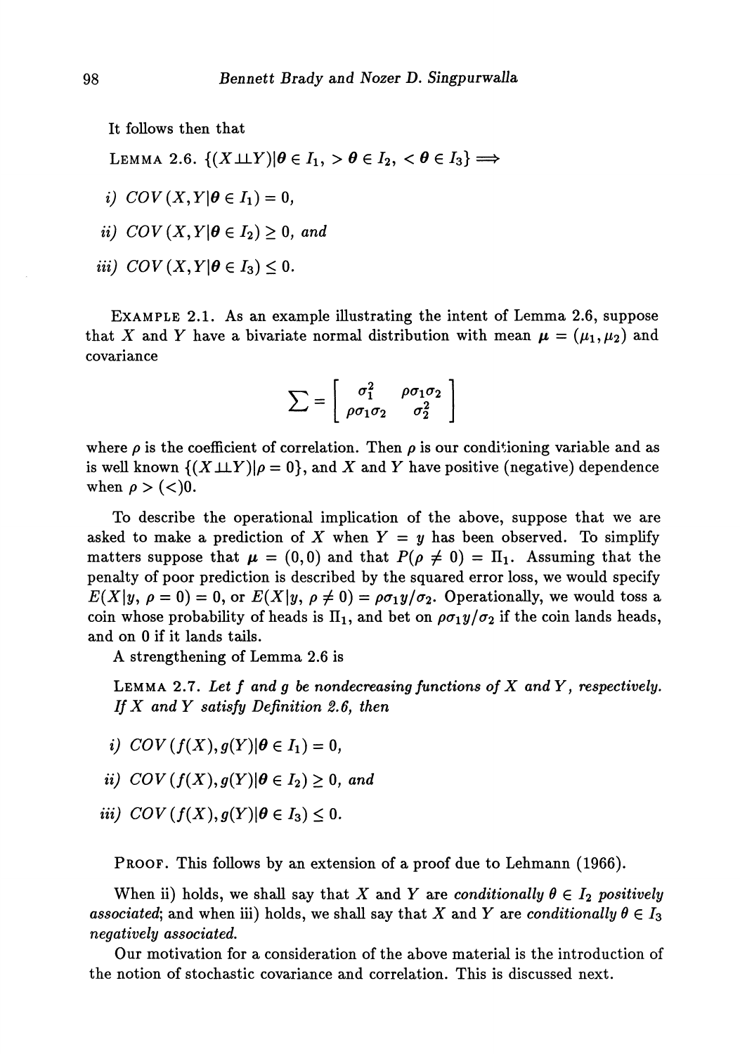It follows then that

LEMMA 2.6. *$\{(X \perp\!\!\!\perp Y)|\boldsymbol{\theta} \in I_1, > \boldsymbol{\theta} \in I_2, < \boldsymbol{\theta} \in I_3\} \Longrightarrow$*

*i) $COV(X, Y|\boldsymbol{\theta} \in I_1) = 0$,*

*ii) $COV(X, Y|\boldsymbol{\theta} \in I_2) \geq 0$, and*

*iii) $COV(X, Y|\boldsymbol{\theta} \in I_3) \leq 0$.*

EXAMPLE 2.1. As an example illustrating the intent of Lemma 2.6, suppose that $X$ and $Y$ have a bivariate normal distribution with mean $\boldsymbol{\mu} = (\mu_1, \mu_2)$ and covariance

$$\sum = \begin{bmatrix} \sigma_1^2 & \rho\sigma_1\sigma_2 \\ \rho\sigma_1\sigma_2 & \sigma_2^2 \end{bmatrix}$$

where $\rho$ is the coefficient of correlation. Then $\rho$ is our conditioning variable and as is well known $\{(X \perp\!\!\!\perp Y)|\rho = 0\}$, and $X$ and $Y$ have positive (negative) dependence when $\rho > (<) 0$.

To describe the operational implication of the above, suppose that we are asked to make a prediction of $X$ when $Y = y$ has been observed. To simplify matters suppose that $\boldsymbol{\mu} = (0, 0)$ and that $P(\rho \neq 0) = \Pi_1$. Assuming that the penalty of poor prediction is described by the squared error loss, we would specify $E(X|y,\ \rho = 0) = 0$, or $E(X|y,\ \rho \neq 0) = \rho\sigma_1 y/\sigma_2$. Operationally, we would toss a coin whose probability of heads is $\Pi_1$, and bet on $\rho\sigma_1 y/\sigma_2$ if the coin lands heads, and on 0 if it lands tails.

A strengthening of Lemma 2.6 is

LEMMA 2.7. *Let $f$ and $g$ be nondecreasing functions of $X$ and $Y$, respectively. If $X$ and $Y$ satisfy Definition 2.6, then*

*i) $COV(f(X), g(Y)|\boldsymbol{\theta} \in I_1) = 0$,*

*ii) $COV(f(X), g(Y)|\boldsymbol{\theta} \in I_2) \geq 0$, and*

*iii) $COV(f(X), g(Y)|\boldsymbol{\theta} \in I_3) \leq 0$.*

PROOF. This follows by an extension of a proof due to Lehmann (1966).

When ii) holds, we shall say that $X$ and $Y$ are *conditionally $\theta \in I_2$ positively associated*; and when iii) holds, we shall say that $X$ and $Y$ are *conditionally $\theta \in I_3$ negatively associated.*

Our motivation for a consideration of the above material is the introduction of the notion of stochastic covariance and correlation. This is discussed next.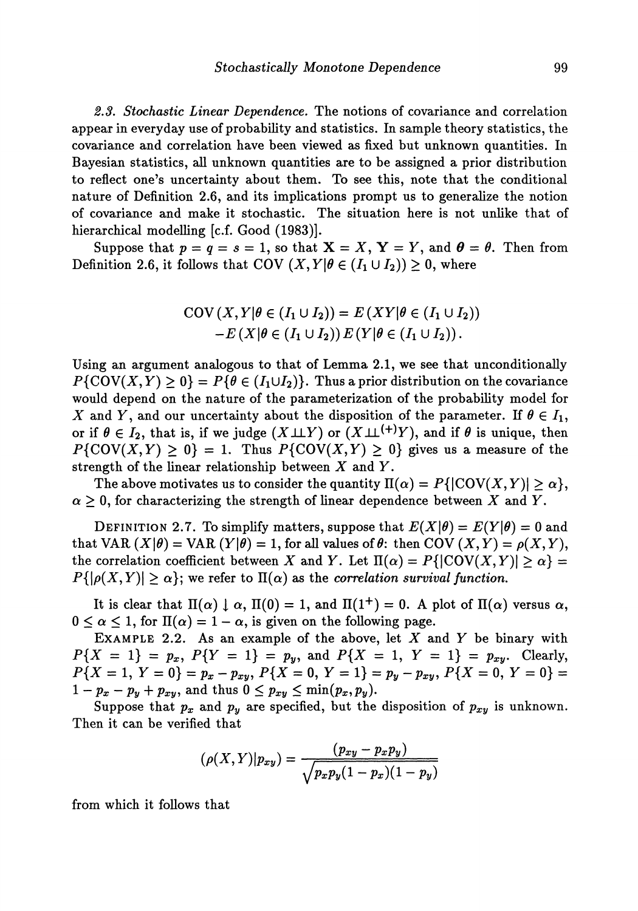*2.3. Stochastic Linear Dependence.* The notions of covariance and correlation appear in everyday use of probability and statistics. In sample theory statistics, the covariance and correlation have been viewed as fixed but unknown quantities. In Bayesian statistics, all unknown quantities are to be assigned a prior distribution to reflect one's uncertainty about them. To see this, note that the conditional nature of Definition 2.6, and its implications prompt us to generalize the notion of covariance and make it stochastic. The situation here is not unlike that of hierarchical modelling [c.f. Good (1983)].

Suppose that $p = q = s = 1$, so that $\mathbf{X} = X$, $\mathbf{Y} = Y$, and $\boldsymbol{\theta} = \theta$. Then from Definition 2.6, it follows that $\text{COV}(X, Y | \theta \in (I_1 \cup I_2)) \geq 0$, where

$$\begin{aligned}\text{COV}(X, Y | \theta \in (I_1 \cup I_2)) &= E(XY | \theta \in (I_1 \cup I_2)) \\ &\quad - E(X | \theta \in (I_1 \cup I_2)) E(Y | \theta \in (I_1 \cup I_2)).\end{aligned}$$

Using an argument analogous to that of Lemma 2.1, we see that unconditionally $P\{\text{COV}(X,Y) \geq 0\} = P\{\theta \in (I_1 \cup I_2)\}$. Thus a prior distribution on the covariance would depend on the nature of the parameterization of the probability model for $X$ and $Y$, and our uncertainty about the disposition of the parameter. If $\theta \in I_1$, or if $\theta \in I_2$, that is, if we judge $(X \perp\!\!\!\perp Y)$ or $(X \perp\!\!\!\perp^{(+)} Y)$, and if $\theta$ is unique, then $P\{\text{COV}(X,Y) \geq 0\} = 1$. Thus $P\{\text{COV}(X,Y) \geq 0\}$ gives us a measure of the strength of the linear relationship between $X$ and $Y$.

The above motivates us to consider the quantity $\Pi(\alpha) = P\{|\text{COV}(X,Y)| \geq \alpha\}$, $\alpha \geq 0$, for characterizing the strength of linear dependence between $X$ and $Y$.

DEFINITION 2.7. To simplify matters, suppose that $E(X|\theta) = E(Y|\theta) = 0$ and that $\text{VAR}(X|\theta) = \text{VAR}(Y|\theta) = 1$, for all values of $\theta$: then $\text{COV}(X,Y) = \rho(X,Y)$, the correlation coefficient between $X$ and $Y$. Let $\Pi(\alpha) = P\{|\text{COV}(X,Y)| \geq \alpha\} = P\{|\rho(X,Y)| \geq \alpha\}$; we refer to $\Pi(\alpha)$ as the *correlation survival function.*

It is clear that $\Pi(\alpha) \downarrow \alpha$, $\Pi(0) = 1$, and $\Pi(1^+) = 0$. A plot of $\Pi(\alpha)$ versus $\alpha$, $0 \leq \alpha \leq 1$, for $\Pi(\alpha) = 1 - \alpha$, is given on the following page.

EXAMPLE 2.2. As an example of the above, let $X$ and $Y$ be binary with $P\{X = 1\} = p_x$, $P\{Y = 1\} = p_y$, and $P\{X = 1, Y = 1\} = p_{xy}$. Clearly, $P\{X = 1, Y = 0\} = p_x - p_{xy}$, $P\{X = 0, Y = 1\} = p_y - p_{xy}$, $P\{X = 0, Y = 0\} = 1 - p_x - p_y + p_{xy}$, and thus $0 \leq p_{xy} \leq \min(p_x, p_y)$.

Suppose that $p_x$ and $p_y$ are specified, but the disposition of $p_{xy}$ is unknown. Then it can be verified that

$$(\rho(X,Y)|p_{xy}) = \frac{(p_{xy} - p_x p_y)}{\sqrt{p_x p_y (1 - p_x)(1 - p_y)}}$$

from which it follows that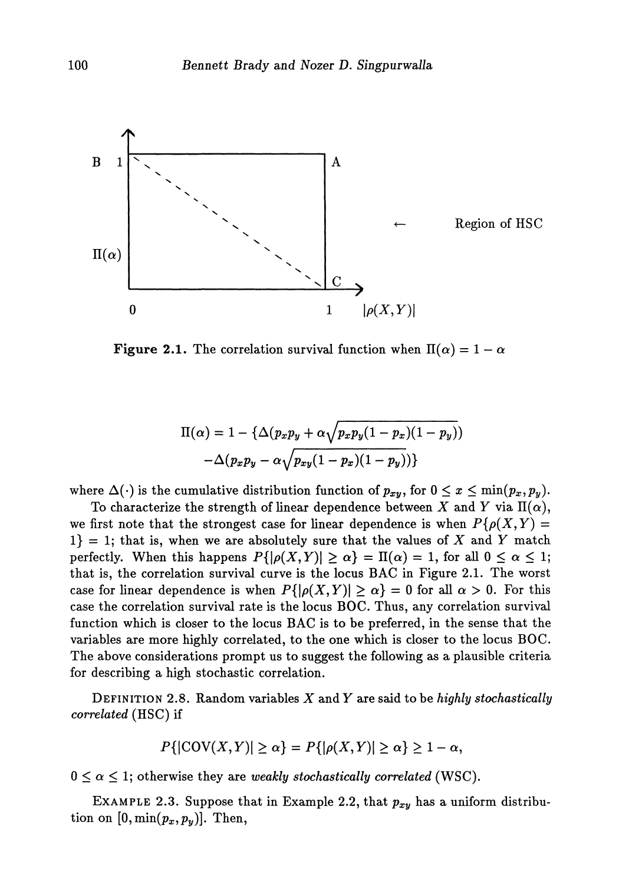Figure 2.1. The correlation survival function when $\Pi(\alpha) = 1 - \alpha$

$$\Pi(\alpha) = 1 - \{\Delta(p_x p_y + \alpha\sqrt{p_x p_y (1 - p_x)(1 - p_y)})$$
$$-\Delta(p_x p_y - \alpha\sqrt{p_{xy}(1 - p_x)(1 - p_y)})\}$$

where $\Delta(\cdot)$ is the cumulative distribution function of $p_{xy}$, for $0 \leq x \leq \min(p_x, p_y)$.

To characterize the strength of linear dependence between $X$ and $Y$ via $\Pi(\alpha)$, we first note that the strongest case for linear dependence is when $P\{\rho(X,Y) = 1\} = 1$; that is, when we are absolutely sure that the values of $X$ and $Y$ match perfectly. When this happens $P\{|\rho(X,Y)| \geq \alpha\} = \Pi(\alpha) = 1$, for all $0 \leq \alpha \leq 1$; that is, the correlation survival curve is the locus BAC in Figure 2.1. The worst case for linear dependence is when $P\{|\rho(X,Y)| \geq \alpha\} = 0$ for all $\alpha > 0$. For this case the correlation survival rate is the locus BOC. Thus, any correlation survival function which is closer to the locus BAC is to be preferred, in the sense that the variables are more highly correlated, to the one which is closer to the locus BOC. The above considerations prompt us to suggest the following as a plausible criteria for describing a high stochastic correlation.

DEFINITION 2.8. Random variables $X$ and $Y$ are said to be *highly stochastically correlated* (HSC) if

$$P\{|\mathrm{COV}(X,Y)| \geq \alpha\} = P\{|\rho(X,Y)| \geq \alpha\} \geq 1 - \alpha,$$

$0 \leq \alpha \leq 1$; otherwise they are *weakly stochastically correlated* (WSC).

EXAMPLE 2.3. Suppose that in Example 2.2, that $p_{xy}$ has a uniform distribution on $[0, \min(p_x, p_y)]$. Then,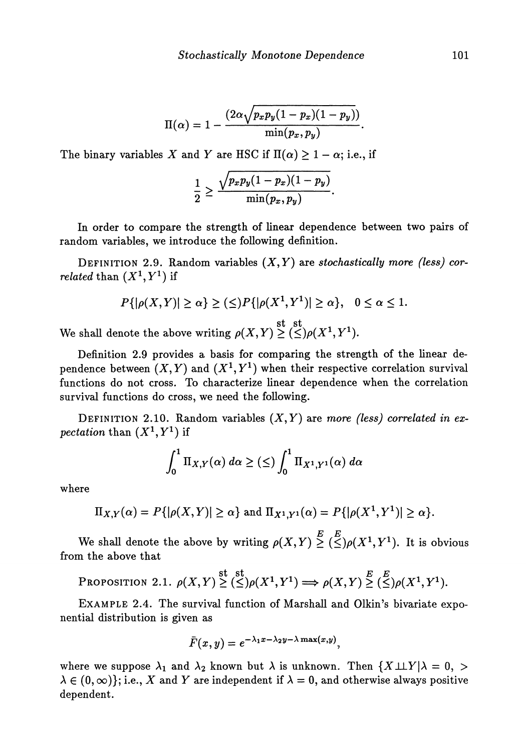$$\Pi(\alpha) = 1 - \frac{(2\alpha\sqrt{p_x p_y(1-p_x)(1-p_y)})}{\min(p_x, p_y)}.$$

The binary variables $X$ and $Y$ are HSC if $\Pi(\alpha) \geq 1 - \alpha$; i.e., if

$$\frac{1}{2} \geq \frac{\sqrt{p_x p_y(1-p_x)(1-p_y)}}{\min(p_x, p_y)}.$$

In order to compare the strength of linear dependence between two pairs of random variables, we introduce the following definition.

DEFINITION 2.9. Random variables $(X, Y)$ are *stochastically more (less) correlated* than $(X^1, Y^1)$ if

$$P\{|\rho(X,Y)| \geq \alpha\} \geq (\leq) P\{|\rho(X^1, Y^1)| \geq \alpha\}, \quad 0 \leq \alpha \leq 1.$$

We shall denote the above writing $\rho(X,Y) \overset{\text{st}}{\geq} (\overset{\text{st}}{\leq}) \rho(X^1, Y^1)$.

Definition 2.9 provides a basis for comparing the strength of the linear dependence between $(X, Y)$ and $(X^1, Y^1)$ when their respective correlation survival functions do not cross. To characterize linear dependence when the correlation survival functions do cross, we need the following.

DEFINITION 2.10. Random variables $(X, Y)$ are *more (less) correlated in expectation* than $(X^1, Y^1)$ if

$$\int_0^1 \Pi_{X,Y}(\alpha)\, d\alpha \geq (\leq) \int_0^1 \Pi_{X^1,Y^1}(\alpha)\, d\alpha$$

where

$$\Pi_{X,Y}(\alpha) = P\{|\rho(X,Y)| \geq \alpha\} \text{ and } \Pi_{X^1,Y^1}(\alpha) = P\{|\rho(X^1,Y^1)| \geq \alpha\}.$$

We shall denote the above by writing $\rho(X,Y) \overset{E}{\geq} (\overset{E}{\leq}) \rho(X^1, Y^1)$. It is obvious from the above that

PROPOSITION 2.1. $\rho(X,Y) \overset{\text{st}}{\geq} (\overset{\text{st}}{\leq}) \rho(X^1, Y^1) \Longrightarrow \rho(X,Y) \overset{E}{\geq} (\overset{E}{\leq}) \rho(X^1, Y^1)$.

EXAMPLE 2.4. The survival function of Marshall and Olkin's bivariate exponential distribution is given as

$$\bar{F}(x,y) = e^{-\lambda_1 x - \lambda_2 y - \lambda \max(x,y)},$$

where we suppose $\lambda_1$ and $\lambda_2$ known but $\lambda$ is unknown. Then $\{X \perp\!\!\!\perp Y | \lambda = 0, > \lambda \in (0, \infty)\}$; i.e., $X$ and $Y$ are independent if $\lambda = 0$, and otherwise always positive dependent.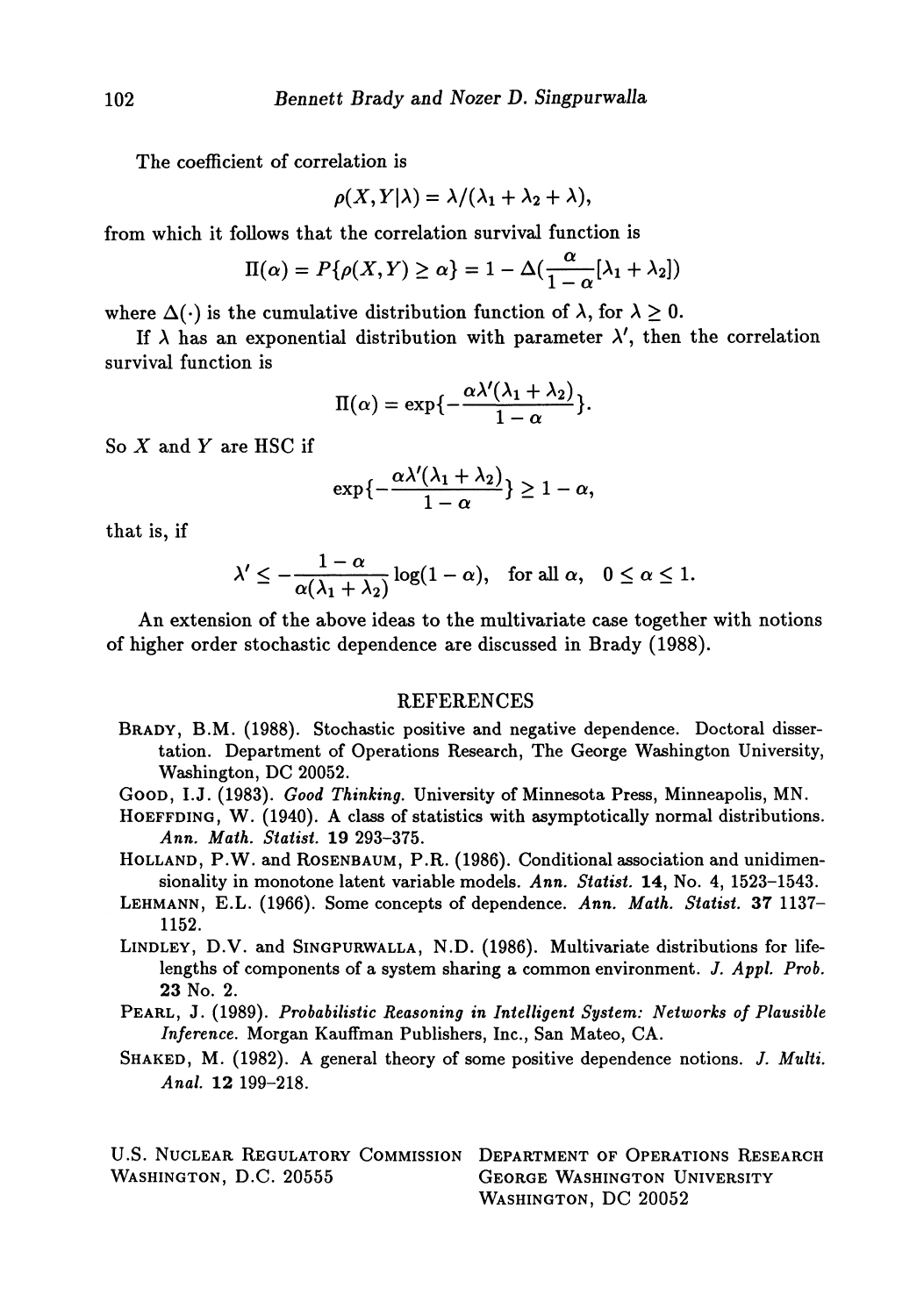The coefficient of correlation is

$$\rho(X, Y|\lambda) = \lambda/(\lambda_1 + \lambda_2 + \lambda),$$

from which it follows that the correlation survival function is

$$\Pi(\alpha) = P\{\rho(X, Y) \geq \alpha\} = 1 - \Delta(\frac{\alpha}{1-\alpha}[\lambda_1 + \lambda_2])$$

where $\Delta(\cdot)$ is the cumulative distribution function of $\lambda$, for $\lambda \geq 0$.

If $\lambda$ has an exponential distribution with parameter $\lambda'$, then the correlation survival function is

$$\Pi(\alpha) = \exp\{-\frac{\alpha\lambda'(\lambda_1 + \lambda_2)}{1-\alpha}\}.$$

So $X$ and $Y$ are HSC if

$$\exp\{-\frac{\alpha\lambda'(\lambda_1 + \lambda_2)}{1-\alpha}\} \geq 1 - \alpha,$$

that is, if

$$\lambda' \leq -\frac{1-\alpha}{\alpha(\lambda_1 + \lambda_2)}\log(1-\alpha), \quad \text{for all } \alpha, \quad 0 \leq \alpha \leq 1.$$

An extension of the above ideas to the multivariate case together with notions of higher order stochastic dependence are discussed in Brady (1988).

## REFERENCES

BRADY, B.M. (1988). Stochastic positive and negative dependence. Doctoral dissertation. Department of Operations Research, The George Washington University, Washington, DC 20052.

GOOD, I.J. (1983). *Good Thinking.* University of Minnesota Press, Minneapolis, MN.

HOEFFDING, W. (1940). A class of statistics with asymptotically normal distributions. *Ann. Math. Statist.* **19** 293–375.

HOLLAND, P.W. and ROSENBAUM, P.R. (1986). Conditional association and unidimensionality in monotone latent variable models. *Ann. Statist.* **14**, No. 4, 1523–1543.

LEHMANN, E.L. (1966). Some concepts of dependence. *Ann. Math. Statist.* **37** 1137–1152.

LINDLEY, D.V. and SINGPURWALLA, N.D. (1986). Multivariate distributions for lifelengths of components of a system sharing a common environment. *J. Appl. Prob.* **23** No. 2.

PEARL, J. (1989). *Probabilistic Reasoning in Intelligent System: Networks of Plausible Inference.* Morgan Kauffman Publishers, Inc., San Mateo, CA.

SHAKED, M. (1982). A general theory of some positive dependence notions. *J. Multi. Anal.* **12** 199–218.

U.S. NUCLEAR REGULATORY COMMISSION
WASHINGTON, D.C. 20555

DEPARTMENT OF OPERATIONS RESEARCH
GEORGE WASHINGTON UNIVERSITY
WASHINGTON, DC 20052